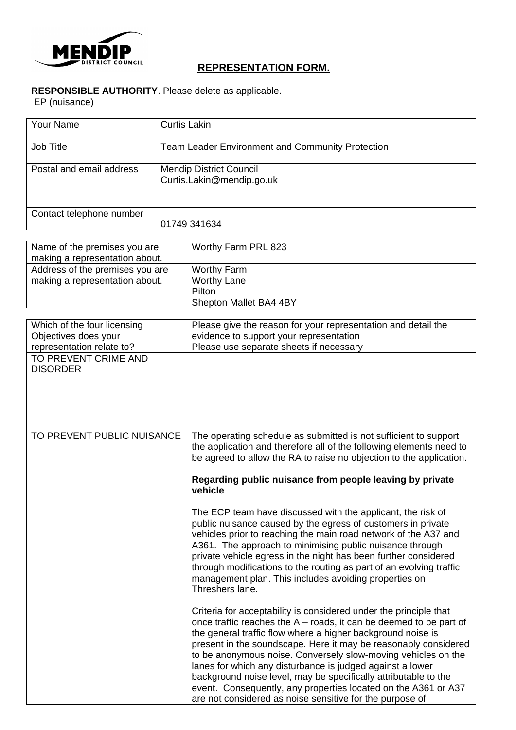MENDIP DISTRICT COUNCIL

## REPRESENTATION FORM.

**RESPONSIBLE AUTHORITY**. Please delete as applicable.
EP (nuisance)

| Your Name | Curtis Lakin |
| --- | --- |
| Job Title | Team Leader Environment and Community Protection |
| Postal and email address | Mendip District Council<br>Curtis.Lakin@mendip.go.uk |
| Contact telephone number | 01749 341634 |

| Name of the premises you are making a representation about. | Worthy Farm PRL 823 |
| --- | --- |
| Address of the premises you are making a representation about. | Worthy Farm<br>Worthy Lane<br>Pilton<br>Shepton Mallet BA4 4BY |

| Which of the four licensing Objectives does your representation relate to? | Please give the reason for your representation and detail the evidence to support your representation<br>Please use separate sheets if necessary |
| --- | --- |
| TO PREVENT CRIME AND DISORDER | |
| TO PREVENT PUBLIC NUISANCE | The operating schedule as submitted is not sufficient to support the application and therefore all of the following elements need to be agreed to allow the RA to raise no objection to the application.<br><br>**Regarding public nuisance from people leaving by private vehicle**<br><br>The ECP team have discussed with the applicant, the risk of public nuisance caused by the egress of customers in private vehicles prior to reaching the main road network of the A37 and A361. The approach to minimising public nuisance through private vehicle egress in the night has been further considered through modifications to the routing as part of an evolving traffic management plan. This includes avoiding properties on Threshers lane.<br><br>Criteria for acceptability is considered under the principle that once traffic reaches the A – roads, it can be deemed to be part of the general traffic flow where a higher background noise is present in the soundscape. Here it may be reasonably considered to be anonymous noise. Conversely slow-moving vehicles on the lanes for which any disturbance is judged against a lower background noise level, may be specifically attributable to the event. Consequently, any properties located on the A361 or A37 are not considered as noise sensitive for the purpose of |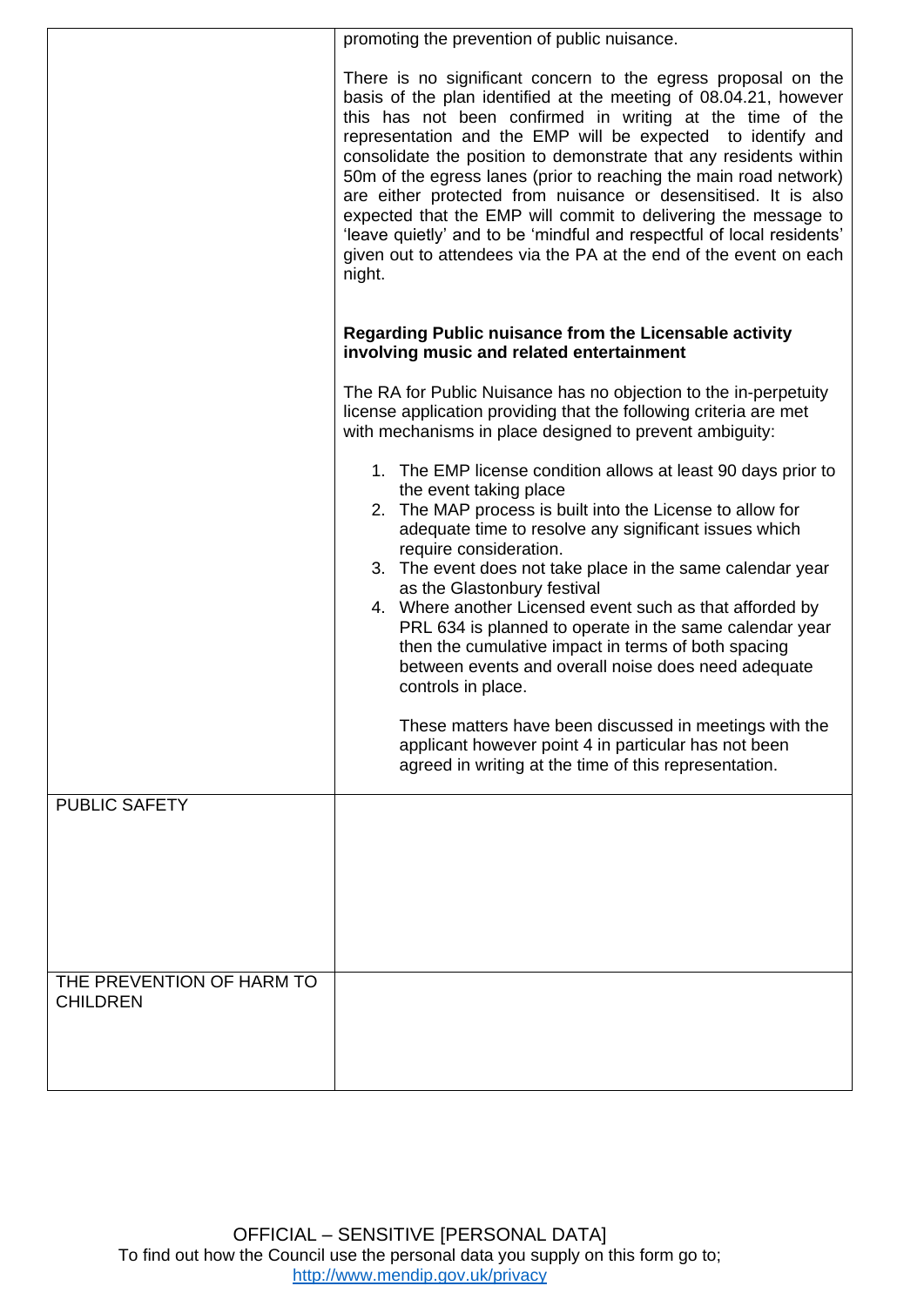| | |
|---|---|
| | promoting the prevention of public nuisance.<br><br>There is no significant concern to the egress proposal on the basis of the plan identified at the meeting of 08.04.21, however this has not been confirmed in writing at the time of the representation and the EMP will be expected to identify and consolidate the position to demonstrate that any residents within 50m of the egress lanes (prior to reaching the main road network) are either protected from nuisance or desensitised. It is also expected that the EMP will commit to delivering the message to 'leave quietly' and to be 'mindful and respectful of local residents' given out to attendees via the PA at the end of the event on each night.<br><br>**Regarding Public nuisance from the Licensable activity involving music and related entertainment**<br><br>The RA for Public Nuisance has no objection to the in-perpetuity license application providing that the following criteria are met with mechanisms in place designed to prevent ambiguity:<br><br>1. The EMP license condition allows at least 90 days prior to the event taking place<br>2. The MAP process is built into the License to allow for adequate time to resolve any significant issues which require consideration.<br>3. The event does not take place in the same calendar year as the Glastonbury festival<br>4. Where another Licensed event such as that afforded by PRL 634 is planned to operate in the same calendar year then the cumulative impact in terms of both spacing between events and overall noise does need adequate controls in place.<br><br>These matters have been discussed in meetings with the applicant however point 4 in particular has not been agreed in writing at the time of this representation. |
| PUBLIC SAFETY | |
| THE PREVENTION OF HARM TO CHILDREN | |

OFFICIAL – SENSITIVE [PERSONAL DATA]
To find out how the Council use the personal data you supply on this form go to;
http://www.mendip.gov.uk/privacy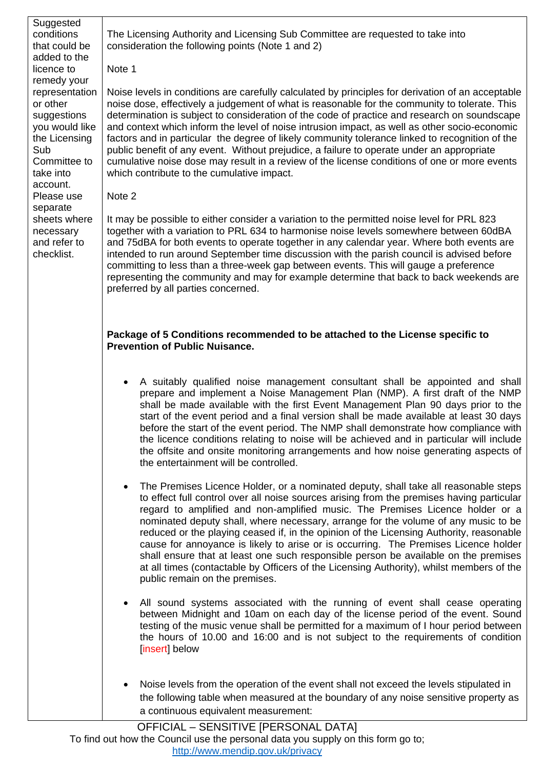| Suggested conditions that could be added to the licence to remedy your representation or other suggestions you would like the Licensing Sub Committee to take into account. Please use separate sheets where necessary and refer to checklist. | The Licensing Authority and Licensing Sub Committee are requested to take into consideration the following points (Note 1 and 2) |
|---|---|

The Licensing Authority and Licensing Sub Committee are requested to take into consideration the following points (Note 1 and 2)

Note 1

Noise levels in conditions are carefully calculated by principles for derivation of an acceptable noise dose, effectively a judgement of what is reasonable for the community to tolerate. This determination is subject to consideration of the code of practice and research on soundscape and context which inform the level of noise intrusion impact, as well as other socio-economic factors and in particular the degree of likely community tolerance linked to recognition of the public benefit of any event. Without prejudice, a failure to operate under an appropriate cumulative noise dose may result in a review of the license conditions of one or more events which contribute to the cumulative impact.

Note 2

It may be possible to either consider a variation to the permitted noise level for PRL 823 together with a variation to PRL 634 to harmonise noise levels somewhere between 60dBA and 75dBA for both events to operate together in any calendar year. Where both events are intended to run around September time discussion with the parish council is advised before committing to less than a three-week gap between events. This will gauge a preference representing the community and may for example determine that back to back weekends are preferred by all parties concerned.

**Package of 5 Conditions recommended to be attached to the License specific to Prevention of Public Nuisance.**

- A suitably qualified noise management consultant shall be appointed and shall prepare and implement a Noise Management Plan (NMP). A first draft of the NMP shall be made available with the first Event Management Plan 90 days prior to the start of the event period and a final version shall be made available at least 30 days before the start of the event period. The NMP shall demonstrate how compliance with the licence conditions relating to noise will be achieved and in particular will include the offsite and onsite monitoring arrangements and how noise generating aspects of the entertainment will be controlled.

- The Premises Licence Holder, or a nominated deputy, shall take all reasonable steps to effect full control over all noise sources arising from the premises having particular regard to amplified and non-amplified music. The Premises Licence holder or a nominated deputy shall, where necessary, arrange for the volume of any music to be reduced or the playing ceased if, in the opinion of the Licensing Authority, reasonable cause for annoyance is likely to arise or is occurring. The Premises Licence holder shall ensure that at least one such responsible person be available on the premises at all times (contactable by Officers of the Licensing Authority), whilst members of the public remain on the premises.

- All sound systems associated with the running of event shall cease operating between Midnight and 10am on each day of the license period of the event. Sound testing of the music venue shall be permitted for a maximum of I hour period between the hours of 10.00 and 16:00 and is not subject to the requirements of condition [insert] below

- Noise levels from the operation of the event shall not exceed the levels stipulated in the following table when measured at the boundary of any noise sensitive property as a continuous equivalent measurement:

OFFICIAL – SENSITIVE [PERSONAL DATA]

To find out how the Council use the personal data you supply on this form go to; http://www.mendip.gov.uk/privacy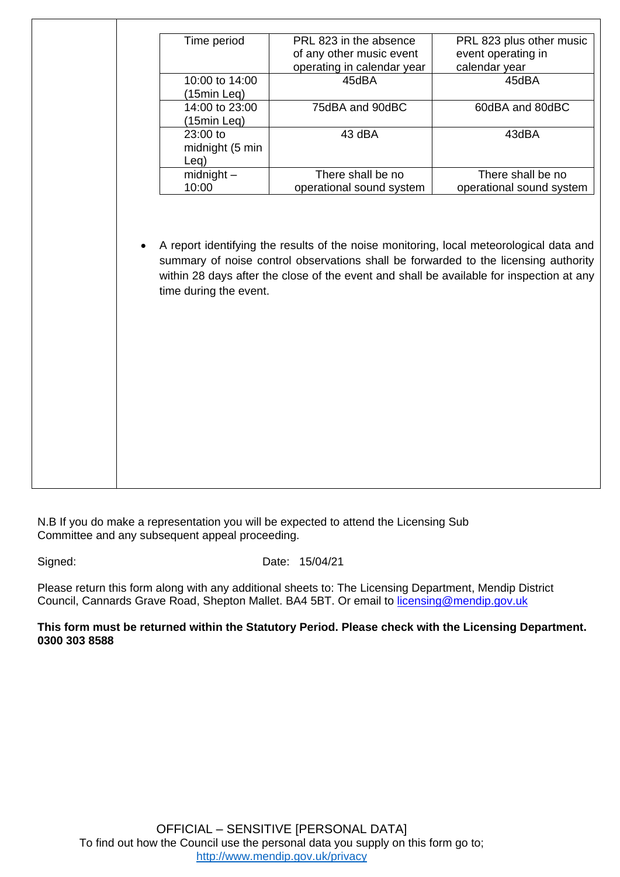| Time period | PRL 823 in the absence of any other music event operating in calendar year | PRL 823 plus other music event operating in calendar year |
|---|---|---|
| 10:00 to 14:00 (15min Leq) | 45dBA | 45dBA |
| 14:00 to 23:00 (15min Leq) | 75dBA and 90dBC | 60dBA and 80dBC |
| 23:00 to midnight (5 min Leq) | 43 dBA | 43dBA |
| midnight – 10:00 | There shall be no operational sound system | There shall be no operational sound system |

- A report identifying the results of the noise monitoring, local meteorological data and summary of noise control observations shall be forwarded to the licensing authority within 28 days after the close of the event and shall be available for inspection at any time during the event.

N.B If you do make a representation you will be expected to attend the Licensing Sub Committee and any subsequent appeal proceeding.

Signed: Date: 15/04/21

Please return this form along with any additional sheets to: The Licensing Department, Mendip District Council, Cannards Grave Road, Shepton Mallet. BA4 5BT. Or email to licensing@mendip.gov.uk

**This form must be returned within the Statutory Period. Please check with the Licensing Department. 0300 303 8588**

OFFICIAL – SENSITIVE [PERSONAL DATA]
To find out how the Council use the personal data you supply on this form go to; http://www.mendip.gov.uk/privacy